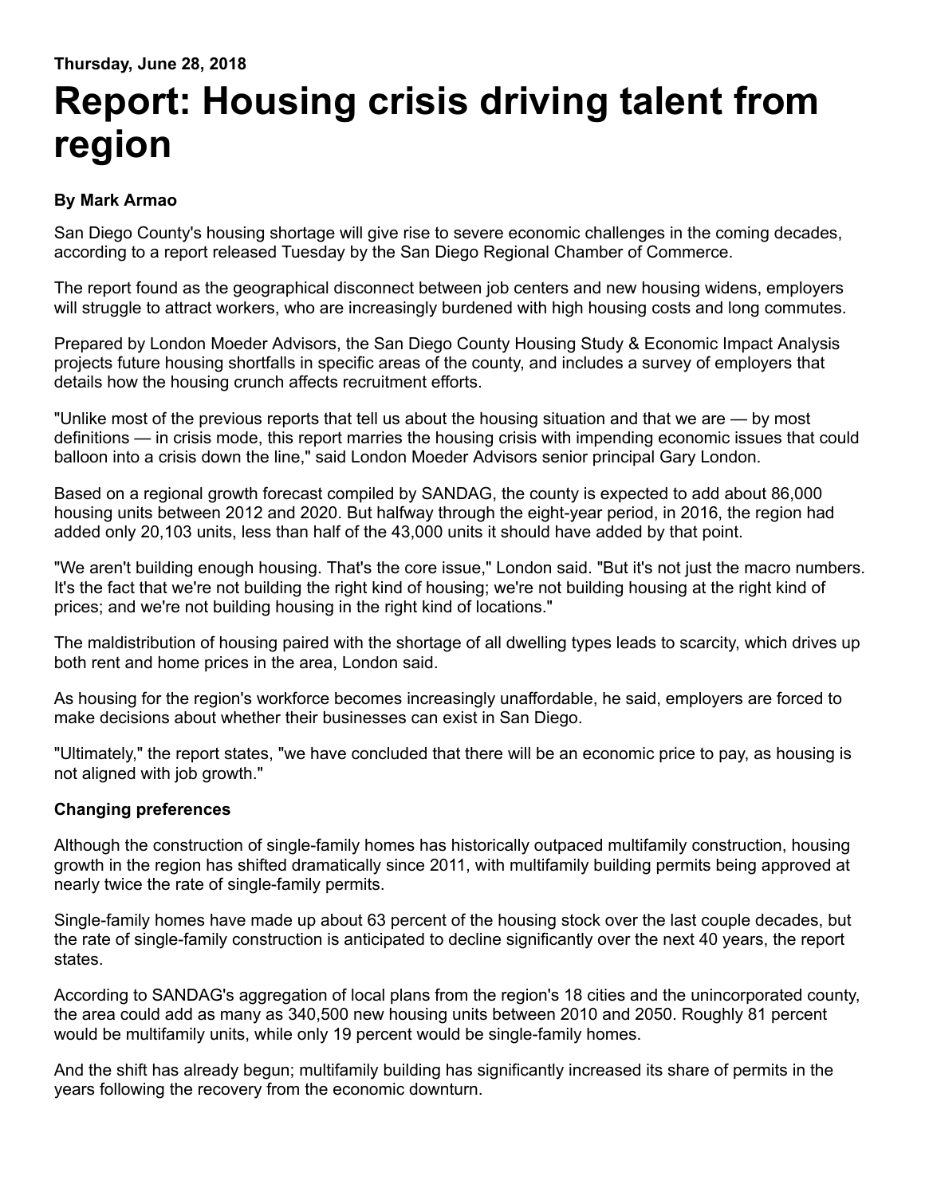**Thursday, June 28, 2018**

# Report: Housing crisis driving talent from region

**By Mark Armao**

San Diego County's housing shortage will give rise to severe economic challenges in the coming decades, according to a report released Tuesday by the San Diego Regional Chamber of Commerce.

The report found as the geographical disconnect between job centers and new housing widens, employers will struggle to attract workers, who are increasingly burdened with high housing costs and long commutes.

Prepared by London Moeder Advisors, the San Diego County Housing Study & Economic Impact Analysis projects future housing shortfalls in specific areas of the county, and includes a survey of employers that details how the housing crunch affects recruitment efforts.

"Unlike most of the previous reports that tell us about the housing situation and that we are — by most definitions — in crisis mode, this report marries the housing crisis with impending economic issues that could balloon into a crisis down the line," said London Moeder Advisors senior principal Gary London.

Based on a regional growth forecast compiled by SANDAG, the county is expected to add about 86,000 housing units between 2012 and 2020. But halfway through the eight-year period, in 2016, the region had added only 20,103 units, less than half of the 43,000 units it should have added by that point.

"We aren't building enough housing. That's the core issue," London said. "But it's not just the macro numbers. It's the fact that we're not building the right kind of housing; we're not building housing at the right kind of prices; and we're not building housing in the right kind of locations."

The maldistribution of housing paired with the shortage of all dwelling types leads to scarcity, which drives up both rent and home prices in the area, London said.

As housing for the region's workforce becomes increasingly unaffordable, he said, employers are forced to make decisions about whether their businesses can exist in San Diego.

"Ultimately," the report states, "we have concluded that there will be an economic price to pay, as housing is not aligned with job growth."

**Changing preferences**

Although the construction of single-family homes has historically outpaced multifamily construction, housing growth in the region has shifted dramatically since 2011, with multifamily building permits being approved at nearly twice the rate of single-family permits.

Single-family homes have made up about 63 percent of the housing stock over the last couple decades, but the rate of single-family construction is anticipated to decline significantly over the next 40 years, the report states.

According to SANDAG's aggregation of local plans from the region's 18 cities and the unincorporated county, the area could add as many as 340,500 new housing units between 2010 and 2050. Roughly 81 percent would be multifamily units, while only 19 percent would be single-family homes.

And the shift has already begun; multifamily building has significantly increased its share of permits in the years following the recovery from the economic downturn.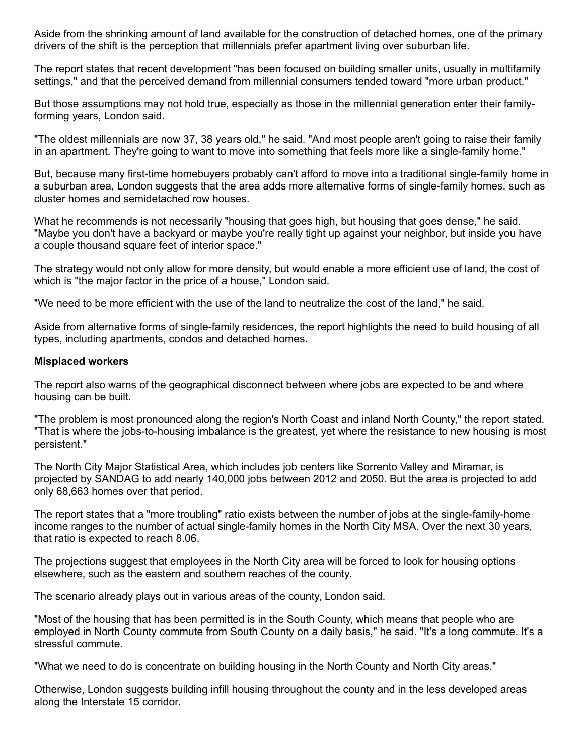Aside from the shrinking amount of land available for the construction of detached homes, one of the primary drivers of the shift is the perception that millennials prefer apartment living over suburban life.

The report states that recent development "has been focused on building smaller units, usually in multifamily settings," and that the perceived demand from millennial consumers tended toward "more urban product."

But those assumptions may not hold true, especially as those in the millennial generation enter their family-forming years, London said.

"The oldest millennials are now 37, 38 years old," he said. "And most people aren't going to raise their family in an apartment. They're going to want to move into something that feels more like a single-family home."

But, because many first-time homebuyers probably can't afford to move into a traditional single-family home in a suburban area, London suggests that the area adds more alternative forms of single-family homes, such as cluster homes and semidetached row houses.

What he recommends is not necessarily "housing that goes high, but housing that goes dense," he said. "Maybe you don't have a backyard or maybe you're really tight up against your neighbor, but inside you have a couple thousand square feet of interior space."

The strategy would not only allow for more density, but would enable a more efficient use of land, the cost of which is "the major factor in the price of a house," London said.

"We need to be more efficient with the use of the land to neutralize the cost of the land," he said.

Aside from alternative forms of single-family residences, the report highlights the need to build housing of all types, including apartments, condos and detached homes.

**Misplaced workers**

The report also warns of the geographical disconnect between where jobs are expected to be and where housing can be built.

"The problem is most pronounced along the region's North Coast and inland North County," the report stated. "That is where the jobs-to-housing imbalance is the greatest, yet where the resistance to new housing is most persistent."

The North City Major Statistical Area, which includes job centers like Sorrento Valley and Miramar, is projected by SANDAG to add nearly 140,000 jobs between 2012 and 2050. But the area is projected to add only 68,663 homes over that period.

The report states that a "more troubling" ratio exists between the number of jobs at the single-family-home income ranges to the number of actual single-family homes in the North City MSA. Over the next 30 years, that ratio is expected to reach 8.06.

The projections suggest that employees in the North City area will be forced to look for housing options elsewhere, such as the eastern and southern reaches of the county.

The scenario already plays out in various areas of the county, London said.

"Most of the housing that has been permitted is in the South County, which means that people who are employed in North County commute from South County on a daily basis," he said. "It's a long commute. It's a stressful commute.

"What we need to do is concentrate on building housing in the North County and North City areas."

Otherwise, London suggests building infill housing throughout the county and in the less developed areas along the Interstate 15 corridor.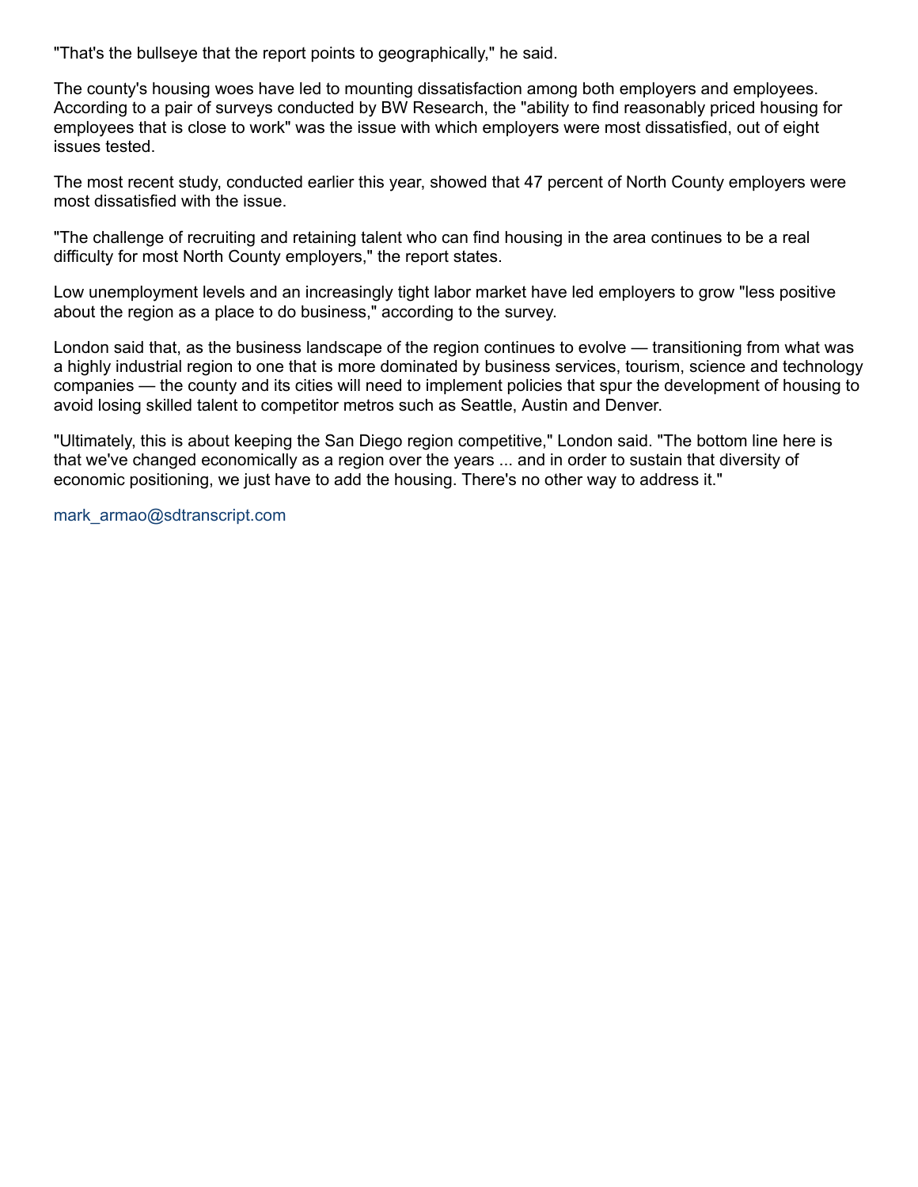"That's the bullseye that the report points to geographically," he said.

The county's housing woes have led to mounting dissatisfaction among both employers and employees. According to a pair of surveys conducted by BW Research, the "ability to find reasonably priced housing for employees that is close to work" was the issue with which employers were most dissatisfied, out of eight issues tested.

The most recent study, conducted earlier this year, showed that 47 percent of North County employers were most dissatisfied with the issue.

"The challenge of recruiting and retaining talent who can find housing in the area continues to be a real difficulty for most North County employers," the report states.

Low unemployment levels and an increasingly tight labor market have led employers to grow "less positive about the region as a place to do business," according to the survey.

London said that, as the business landscape of the region continues to evolve — transitioning from what was a highly industrial region to one that is more dominated by business services, tourism, science and technology companies — the county and its cities will need to implement policies that spur the development of housing to avoid losing skilled talent to competitor metros such as Seattle, Austin and Denver.

"Ultimately, this is about keeping the San Diego region competitive," London said. "The bottom line here is that we've changed economically as a region over the years ... and in order to sustain that diversity of economic positioning, we just have to add the housing. There's no other way to address it."

mark_armao@sdtranscript.com